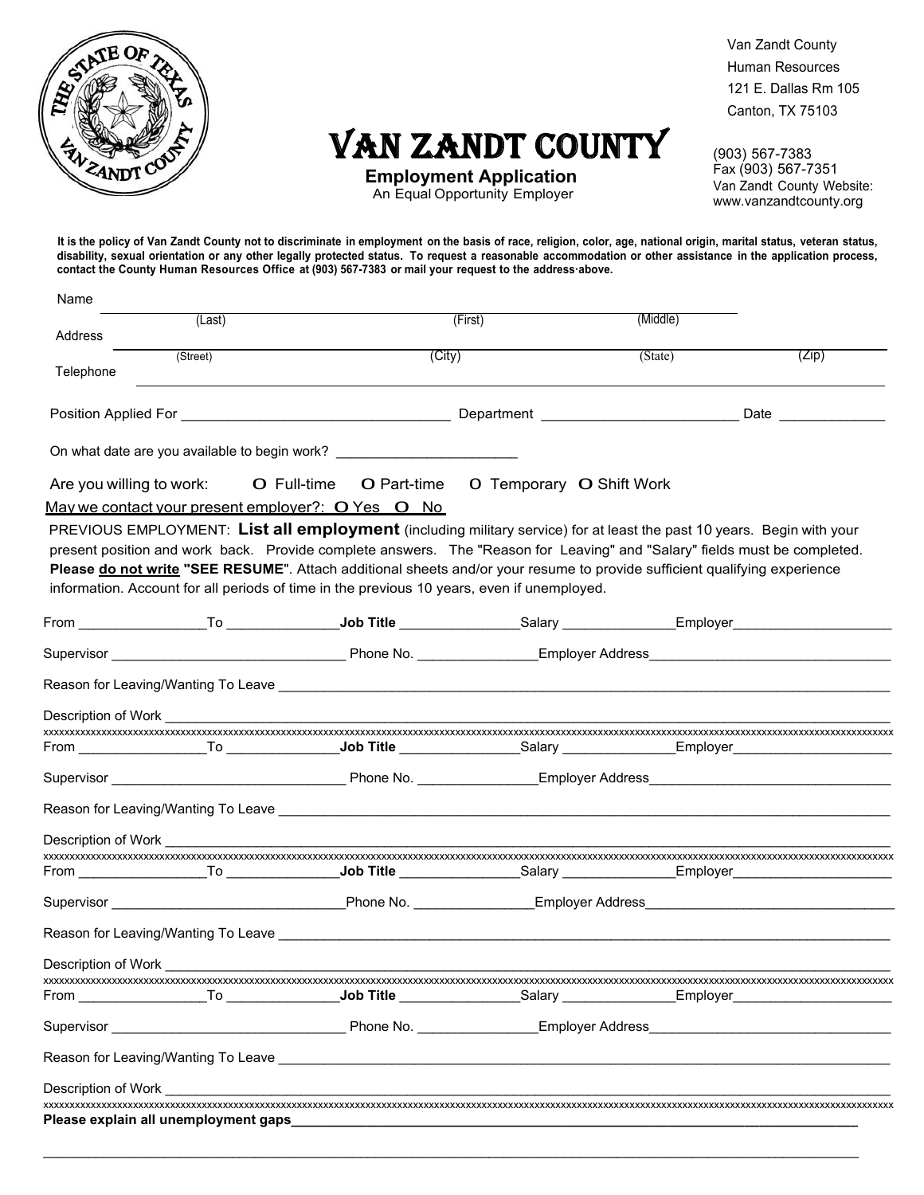Van Zandt County
Human Resources
121 E. Dallas Rm 105
Canton, TX 75103

# VAN ZANDT COUNTY

**Employment Application**
An Equal Opportunity Employer

(903) 567-7383
Fax (903) 567-7351
Van Zandt County Website:
www.vanzandtcounty.org

**It is the policy of Van Zandt County not to discriminate in employment on the basis of race, religion, color, age, national origin, marital status, veteran status, disability, sexual orientation or any other legally protected status. To request a reasonable accommodation or other assistance in the application process, contact the County Human Resources Office at (903) 567-7383 or mail your request to the address above.**

Name ________________________________________________
(Last) (First) (Middle)

Address ________________________________________________
(Street) (City) (State) (Zip)

Telephone ________________________________________________

Position Applied For ________________________ Department ____________________ Date __________

On what date are you available to begin work? ____________________

Are you willing to work: O Full-time O Part-time O Temporary O Shift Work

May we contact your present employer?: O Yes O No

PREVIOUS EMPLOYMENT: **List all employment** (including military service) for at least the past 10 years. Begin with your present position and work back. Provide complete answers. The "Reason for Leaving" and "Salary" fields must be completed. **Please do not write "SEE RESUME"**. Attach additional sheets and/or your resume to provide sufficient qualifying experience information. Account for all periods of time in the previous 10 years, even if unemployed.

From ______________ To ______________ **Job Title** ______________ Salary ______________ Employer ______________

Supervisor ______________________ Phone No. ______________ Employer Address ______________________

Reason for Leaving/Wanting To Leave ________________________________________________

Description of Work ________________________________________________

xxxxxxxxxxxxxxxxxxxxxxxxxxxxxxxxxxxxxxxxxxxxxxxxxxxxxxxxxxxxxxxxxxxxxxxxxxxxxxxxxxxxxxxxxxxxxxxxxxxx

From ______________ To ______________ **Job Title** ______________ Salary ______________ Employer ______________

Supervisor ______________________ Phone No. ______________ Employer Address ______________________

Reason for Leaving/Wanting To Leave ________________________________________________

Description of Work ________________________________________________

xxxxxxxxxxxxxxxxxxxxxxxxxxxxxxxxxxxxxxxxxxxxxxxxxxxxxxxxxxxxxxxxxxxxxxxxxxxxxxxxxxxxxxxxxxxxxxxxxxxx

From ______________ To ______________ **Job Title** ______________ Salary ______________ Employer ______________

Supervisor ______________________ Phone No. ______________ Employer Address ______________________

Reason for Leaving/Wanting To Leave ________________________________________________

Description of Work ________________________________________________

xxxxxxxxxxxxxxxxxxxxxxxxxxxxxxxxxxxxxxxxxxxxxxxxxxxxxxxxxxxxxxxxxxxxxxxxxxxxxxxxxxxxxxxxxxxxxxxxxxxx

From ______________ To ______________ **Job Title** ______________ Salary ______________ Employer ______________

Supervisor ______________________ Phone No. ______________ Employer Address ______________________

Reason for Leaving/Wanting To Leave ________________________________________________

Description of Work ________________________________________________

xxxxxxxxxxxxxxxxxxxxxxxxxxxxxxxxxxxxxxxxxxxxxxxxxxxxxxxxxxxxxxxxxxxxxxxxxxxxxxxxxxxxxxxxxxxxxxxxxxxx

**Please explain all unemployment gaps** ________________________________________________

________________________________________________________________________________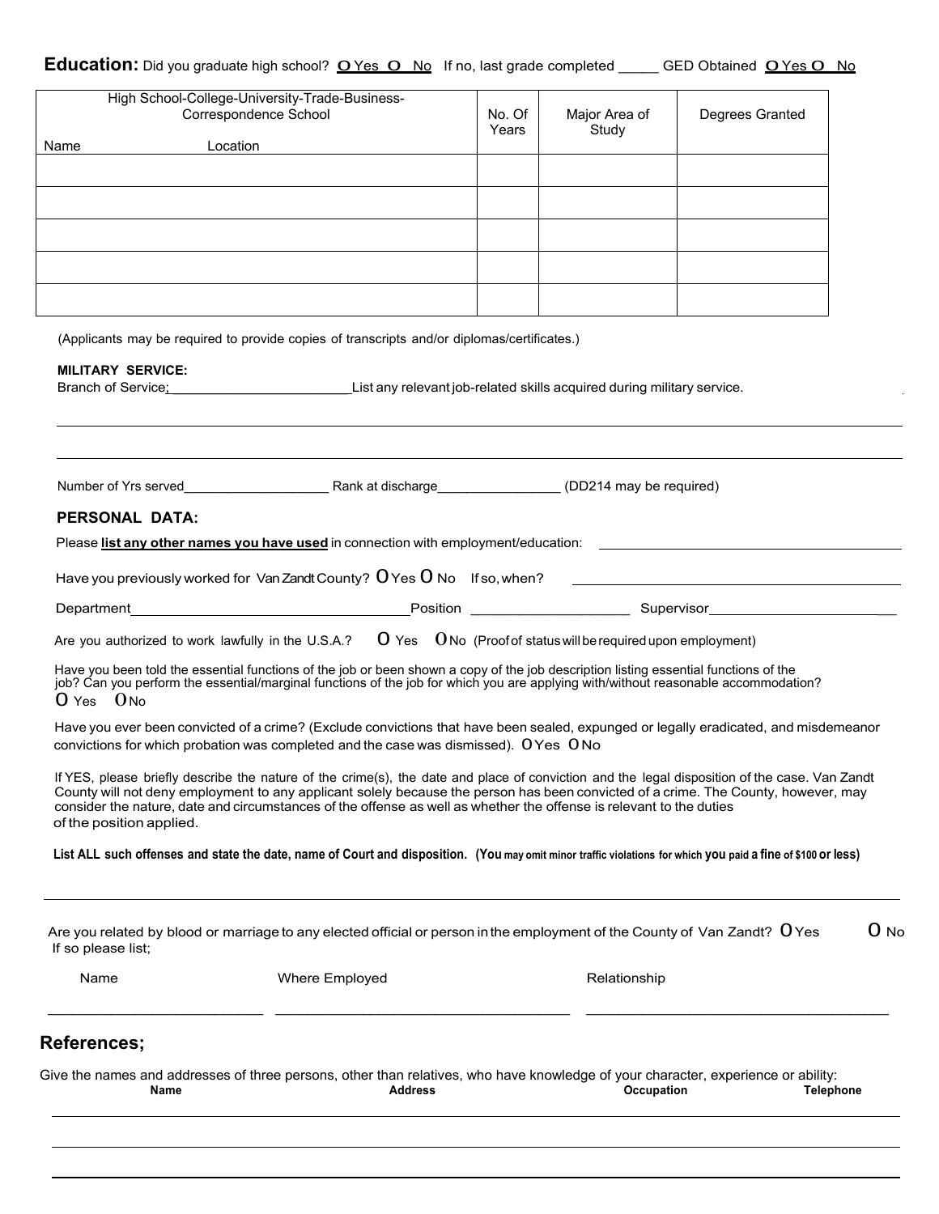**Education:** Did you graduate high school? O Yes O No If no, last grade completed _____ GED Obtained O Yes O No

| High School-College-University-Trade-Business-Correspondence School<br>Name Location | No. Of Years | Major Area of Study | Degrees Granted |
|---|---|---|---|
| | | | |
| | | | |
| | | | |
| | | | |
| | | | |

(Applicants may be required to provide copies of transcripts and/or diplomas/certificates.)

**MILITARY SERVICE:**

Branch of Service:________________________ List any relevant job-related skills acquired during military service.

______________________________________________________________________________

______________________________________________________________________________

Number of Yrs served___________________ Rank at discharge________________ (DD214 may be required)

## PERSONAL DATA:

Please **list any other names you have used** in connection with employment/education: ______________________________

Have you previously worked for Van Zandt County? O Yes O No If so, when? ______________________________

Department____________________________ Position ____________________ Supervisor________________________

Are you authorized to work lawfully in the U.S.A.? O Yes O No (Proof of status will be required upon employment)

Have you been told the essential functions of the job or been shown a copy of the job description listing essential functions of the job? Can you perform the essential/marginal functions of the job for which you are applying with/without reasonable accommodation?
O Yes O No

Have you ever been convicted of a crime? (Exclude convictions that have been sealed, expunged or legally eradicated, and misdemeanor convictions for which probation was completed and the case was dismissed). O Yes O No

If YES, please briefly describe the nature of the crime(s), the date and place of conviction and the legal disposition of the case. Van Zandt County will not deny employment to any applicant solely because the person has been convicted of a crime. The County, however, may consider the nature, date and circumstances of the offense as well as whether the offense is relevant to the duties of the position applied.

**List ALL such offenses and state the date, name of Court and disposition. (You may omit minor traffic violations for which you paid a fine of $100 or less)**

______________________________________________________________________________

Are you related by blood or marriage to any elected official or person in the employment of the County of Van Zandt? O Yes O No
If so please list;

| Name | Where Employed | Relationship |
|---|---|---|
| | | |

## References;

Give the names and addresses of three persons, other than relatives, who have knowledge of your character, experience or ability:

| Name | Address | Occupation | Telephone |
|---|---|---|---|
| | | | |
| | | | |
| | | | |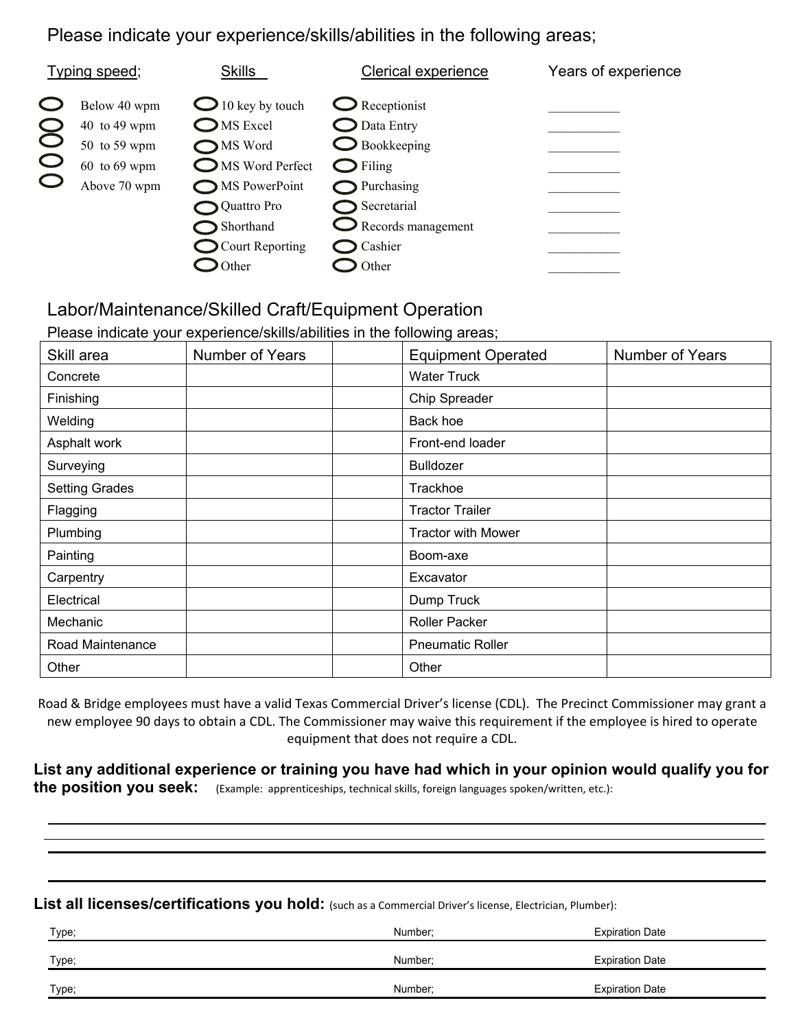Please indicate your experience/skills/abilities in the following areas;

| Typing speed; | Skills | Clerical experience | Years of experience |
|---|---|---|---|
| ○ Below 40 wpm | ○ 10 key by touch | ○ Receptionist | ___________ |
| ○ 40 to 49 wpm | ○ MS Excel | ○ Data Entry | ___________ |
| ○ 50 to 59 wpm | ○ MS Word | ○ Bookkeeping | ___________ |
| ○ 60 to 69 wpm | ○ MS Word Perfect | ○ Filing | ___________ |
| ○ Above 70 wpm | ○ MS PowerPoint | ○ Purchasing | ___________ |
| | ○ Quattro Pro | ○ Secretarial | ___________ |
| | ○ Shorthand | ○ Records management | ___________ |
| | ○ Court Reporting | ○ Cashier | ___________ |
| | ○ Other | ○ Other | ___________ |

## Labor/Maintenance/Skilled Craft/Equipment Operation

Please indicate your experience/skills/abilities in the following areas;

| Skill area | Number of Years | | Equipment Operated | Number of Years |
|---|---|---|---|---|
| Concrete | | | Water Truck | |
| Finishing | | | Chip Spreader | |
| Welding | | | Back hoe | |
| Asphalt work | | | Front-end loader | |
| Surveying | | | Bulldozer | |
| Setting Grades | | | Trackhoe | |
| Flagging | | | Tractor Trailer | |
| Plumbing | | | Tractor with Mower | |
| Painting | | | Boom-axe | |
| Carpentry | | | Excavator | |
| Electrical | | | Dump Truck | |
| Mechanic | | | Roller Packer | |
| Road Maintenance | | | Pneumatic Roller | |
| Other | | | Other | |

Road & Bridge employees must have a valid Texas Commercial Driver's license (CDL). The Precinct Commissioner may grant a new employee 90 days to obtain a CDL. The Commissioner may waive this requirement if the employee is hired to operate equipment that does not require a CDL.

**List any additional experience or training you have had which in your opinion would qualify you for the position you seek:** (Example: apprenticeships, technical skills, foreign languages spoken/written, etc.):

______________________________________________________________________

______________________________________________________________________

______________________________________________________________________

______________________________________________________________________

**List all licenses/certifications you hold:** (such as a Commercial Driver's license, Electrician, Plumber):

| Type; | Number; | Expiration Date |
|---|---|---|
| Type; | Number; | Expiration Date |
| Type; | Number; | Expiration Date |
| Type; | Number; | Expiration Date |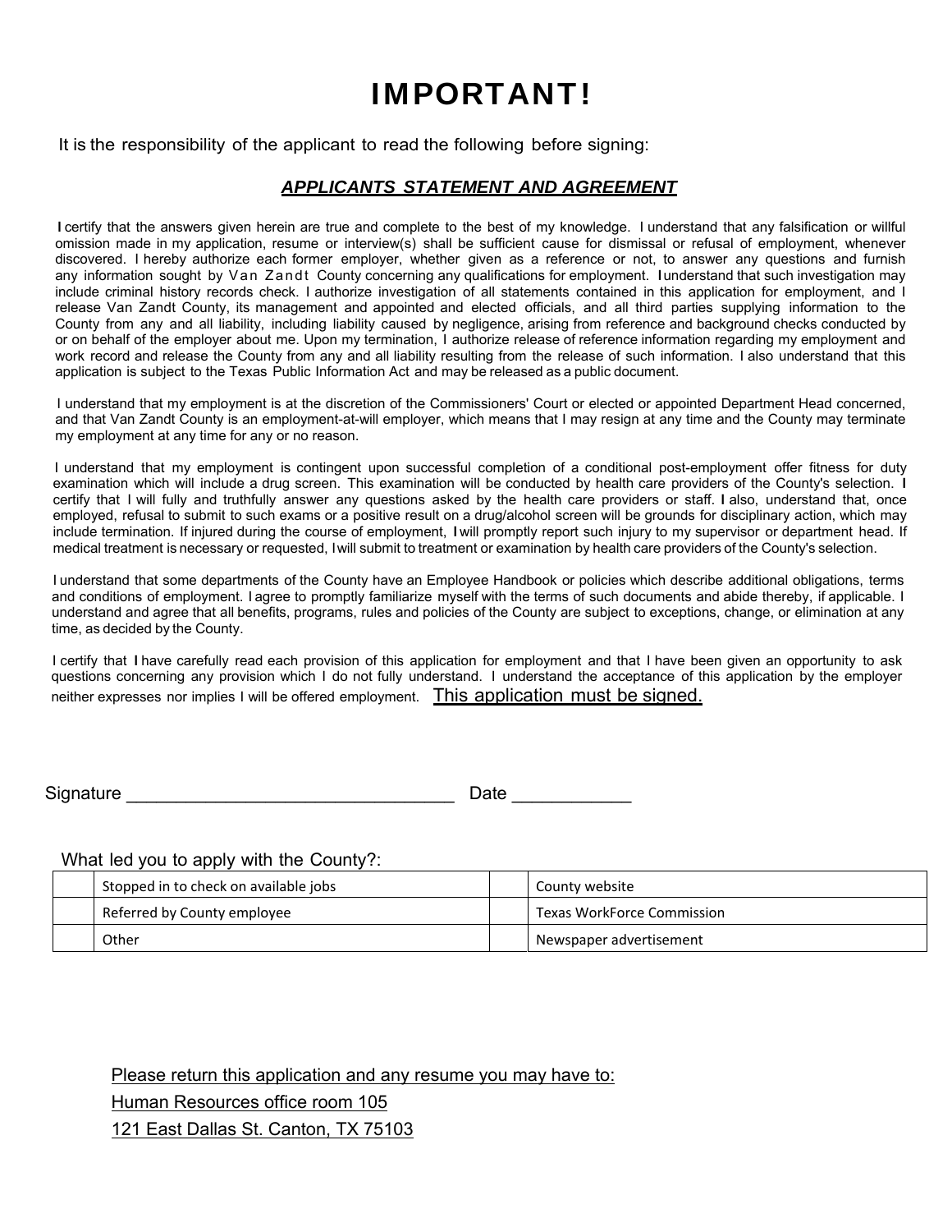# IMPORTANT!

It is the responsibility of the applicant to read the following before signing:

***APPLICANTS STATEMENT AND AGREEMENT***

I certify that the answers given herein are true and complete to the best of my knowledge. I understand that any falsification or willful omission made in my application, resume or interview(s) shall be sufficient cause for dismissal or refusal of employment, whenever discovered. I hereby authorize each former employer, whether given as a reference or not, to answer any questions and furnish any information sought by Van Zandt County concerning any qualifications for employment. I understand that such investigation may include criminal history records check. I authorize investigation of all statements contained in this application for employment, and I release Van Zandt County, its management and appointed and elected officials, and all third parties supplying information to the County from any and all liability, including liability caused by negligence, arising from reference and background checks conducted by or on behalf of the employer about me. Upon my termination, I authorize release of reference information regarding my employment and work record and release the County from any and all liability resulting from the release of such information. I also understand that this application is subject to the Texas Public Information Act and may be released as a public document.

I understand that my employment is at the discretion of the Commissioners' Court or elected or appointed Department Head concerned, and that Van Zandt County is an employment-at-will employer, which means that I may resign at any time and the County may terminate my employment at any time for any or no reason.

I understand that my employment is contingent upon successful completion of a conditional post-employment offer fitness for duty examination which will include a drug screen. This examination will be conducted by health care providers of the County's selection. I certify that I will fully and truthfully answer any questions asked by the health care providers or staff. I also, understand that, once employed, refusal to submit to such exams or a positive result on a drug/alcohol screen will be grounds for disciplinary action, which may include termination. If injured during the course of employment, I will promptly report such injury to my supervisor or department head. If medical treatment is necessary or requested, I will submit to treatment or examination by health care providers of the County's selection.

I understand that some departments of the County have an Employee Handbook or policies which describe additional obligations, terms and conditions of employment. I agree to promptly familiarize myself with the terms of such documents and abide thereby, if applicable. I understand and agree that all benefits, programs, rules and policies of the County are subject to exceptions, change, or elimination at any time, as decided by the County.

I certify that I have carefully read each provision of this application for employment and that I have been given an opportunity to ask questions concerning any provision which I do not fully understand. I understand the acceptance of this application by the employer neither expresses nor implies I will be offered employment. <u>This application must be signed.</u>

Signature ________________________________ Date ____________

What led you to apply with the County?:

| | | | |
|---|---|---|---|
| | Stopped in to check on available jobs | | County website |
| | Referred by County employee | | Texas WorkForce Commission |
| | Other | | Newspaper advertisement |

<u>Please return this application and any resume you may have to:</u>

<u>Human Resources office room 105</u>

<u>121 East Dallas St. Canton, TX 75103</u>